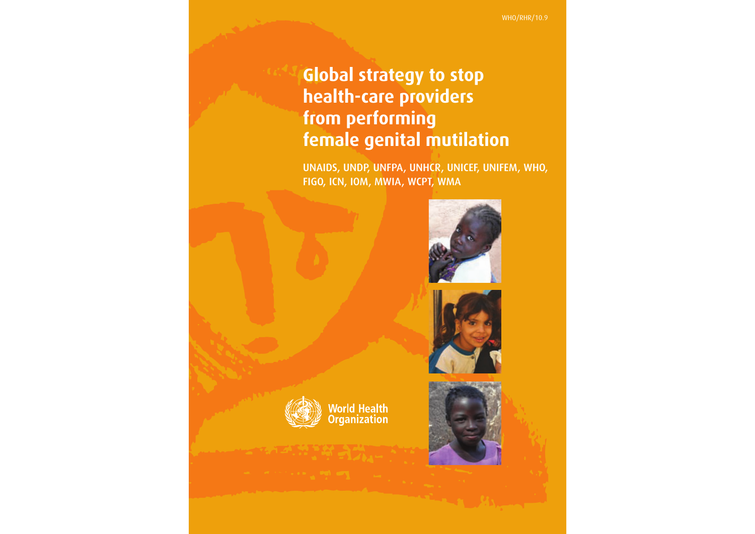WHO/RHR/10.9

# Global strategy to stop health-care providers from performing female genital mutilation

**UNAIDS, UNDP, UNFPA, UNHCR, UNICEF, UNIFEM, WHO, FIGO, ICN, IOM, MWIA, WCPT, WMA**

World Health Organization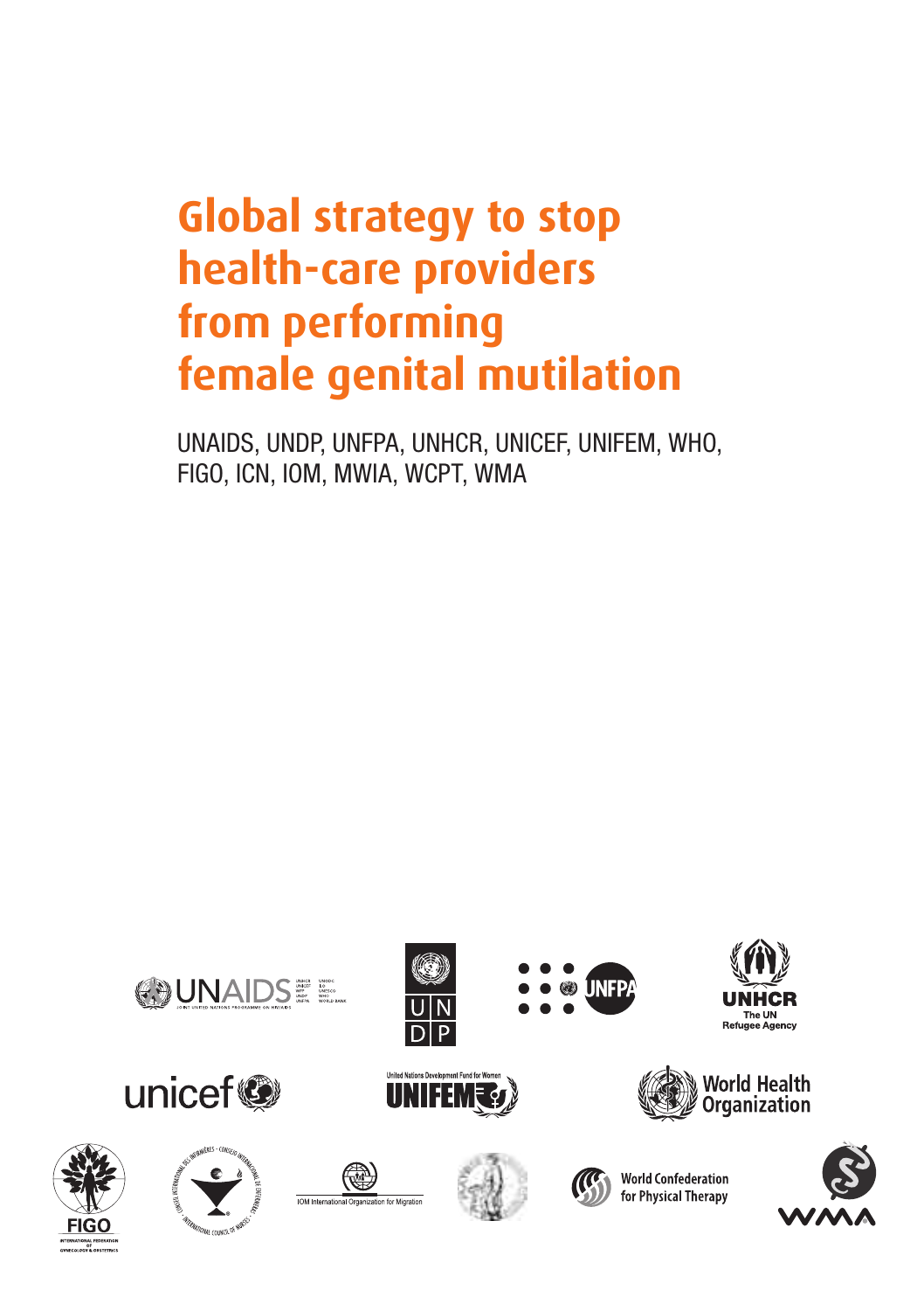# Global strategy to stop health-care providers from performing female genital mutilation

UNAIDS, UNDP, UNFPA, UNHCR, UNICEF, UNIFEM, WHO, FIGO, ICN, IOM, MWIA, WCPT, WMA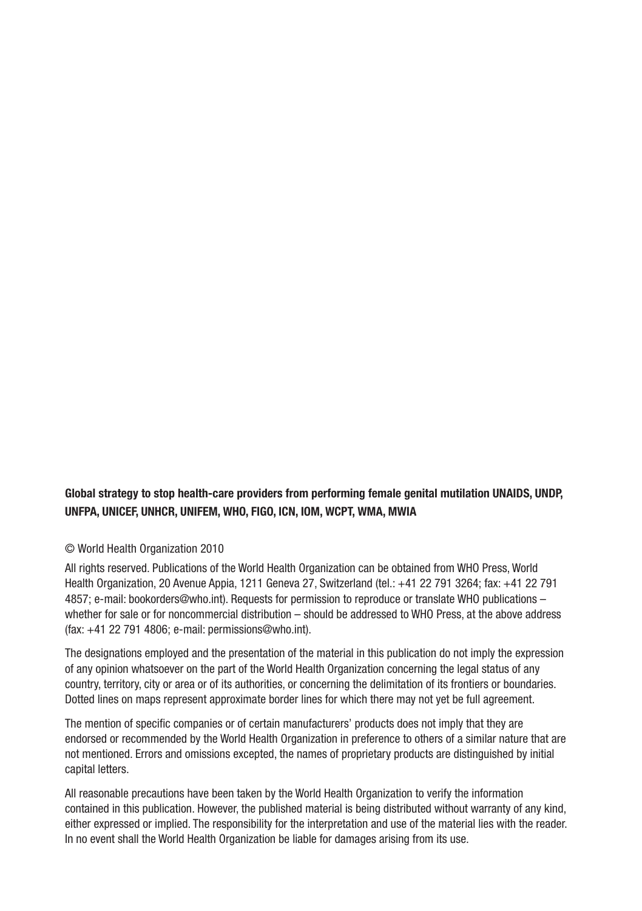**Global strategy to stop health-care providers from performing female genital mutilation UNAIDS, UNDP, UNFPA, UNICEF, UNHCR, UNIFEM, WHO, FIGO, ICN, IOM, WCPT, WMA, MWIA**

© World Health Organization 2010

All rights reserved. Publications of the World Health Organization can be obtained from WHO Press, World Health Organization, 20 Avenue Appia, 1211 Geneva 27, Switzerland (tel.: +41 22 791 3264; fax: +41 22 791 4857; e-mail: bookorders@who.int). Requests for permission to reproduce or translate WHO publications – whether for sale or for noncommercial distribution – should be addressed to WHO Press, at the above address (fax: +41 22 791 4806; e-mail: permissions@who.int).

The designations employed and the presentation of the material in this publication do not imply the expression of any opinion whatsoever on the part of the World Health Organization concerning the legal status of any country, territory, city or area or of its authorities, or concerning the delimitation of its frontiers or boundaries. Dotted lines on maps represent approximate border lines for which there may not yet be full agreement.

The mention of specific companies or of certain manufacturers' products does not imply that they are endorsed or recommended by the World Health Organization in preference to others of a similar nature that are not mentioned. Errors and omissions excepted, the names of proprietary products are distinguished by initial capital letters.

All reasonable precautions have been taken by the World Health Organization to verify the information contained in this publication. However, the published material is being distributed without warranty of any kind, either expressed or implied. The responsibility for the interpretation and use of the material lies with the reader. In no event shall the World Health Organization be liable for damages arising from its use.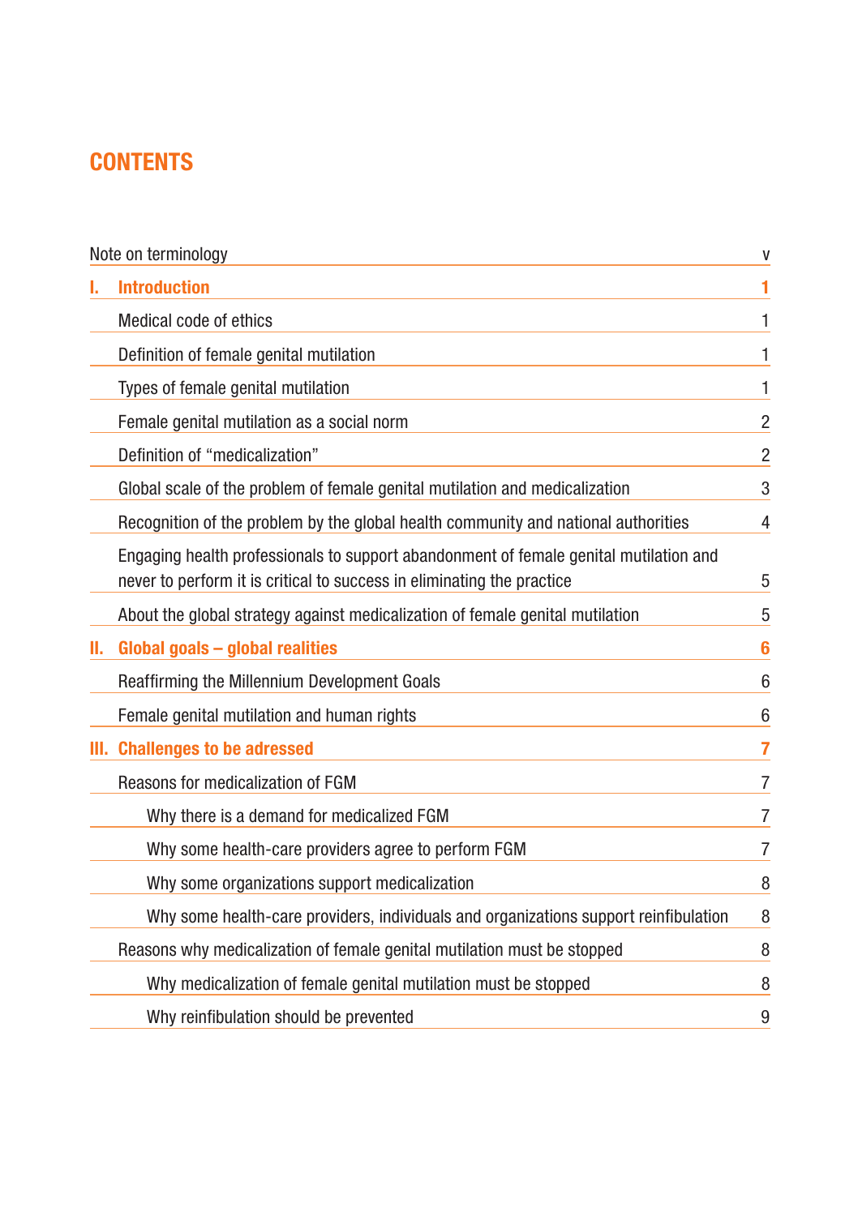# CONTENTS

| | |
|---|---|
| Note on terminology | v |
| **I. Introduction** | **1** |
| Medical code of ethics | 1 |
| Definition of female genital mutilation | 1 |
| Types of female genital mutilation | 1 |
| Female genital mutilation as a social norm | 2 |
| Definition of “medicalization” | 2 |
| Global scale of the problem of female genital mutilation and medicalization | 3 |
| Recognition of the problem by the global health community and national authorities | 4 |
| Engaging health professionals to support abandonment of female genital mutilation and never to perform it is critical to success in eliminating the practice | 5 |
| About the global strategy against medicalization of female genital mutilation | 5 |
| **II. Global goals – global realities** | **6** |
| Reaffirming the Millennium Development Goals | 6 |
| Female genital mutilation and human rights | 6 |
| **III. Challenges to be adressed** | **7** |
| Reasons for medicalization of FGM | 7 |
| Why there is a demand for medicalized FGM | 7 |
| Why some health-care providers agree to perform FGM | 7 |
| Why some organizations support medicalization | 8 |
| Why some health-care providers, individuals and organizations support reinfibulation | 8 |
| Reasons why medicalization of female genital mutilation must be stopped | 8 |
| Why medicalization of female genital mutilation must be stopped | 8 |
| Why reinfibulation should be prevented | 9 |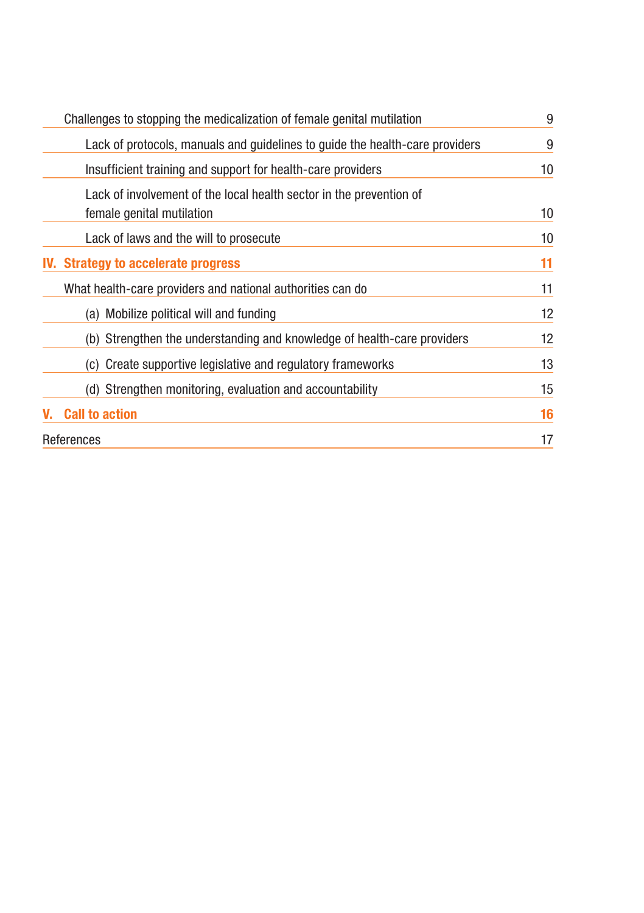| | |
|---|---|
| Challenges to stopping the medicalization of female genital mutilation | 9 |
| Lack of protocols, manuals and guidelines to guide the health-care providers | 9 |
| Insufficient training and support for health-care providers | 10 |
| Lack of involvement of the local health sector in the prevention of female genital mutilation | 10 |
| Lack of laws and the will to prosecute | 10 |
| **IV. Strategy to accelerate progress** | **11** |
| What health-care providers and national authorities can do | 11 |
| (a) Mobilize political will and funding | 12 |
| (b) Strengthen the understanding and knowledge of health-care providers | 12 |
| (c) Create supportive legislative and regulatory frameworks | 13 |
| (d) Strengthen monitoring, evaluation and accountability | 15 |
| **V. Call to action** | **16** |
| References | 17 |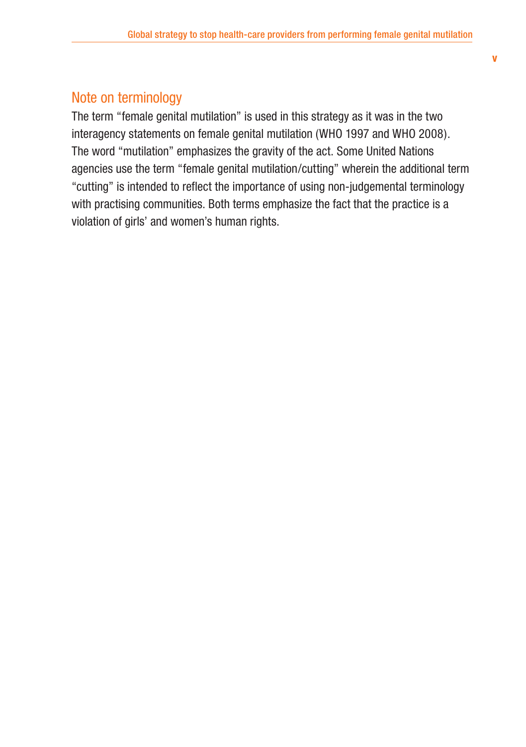## Note on terminology

The term "female genital mutilation" is used in this strategy as it was in the two interagency statements on female genital mutilation (WHO 1997 and WHO 2008). The word "mutilation" emphasizes the gravity of the act. Some United Nations agencies use the term "female genital mutilation/cutting" wherein the additional term "cutting" is intended to reflect the importance of using non-judgemental terminology with practising communities. Both terms emphasize the fact that the practice is a violation of girls' and women's human rights.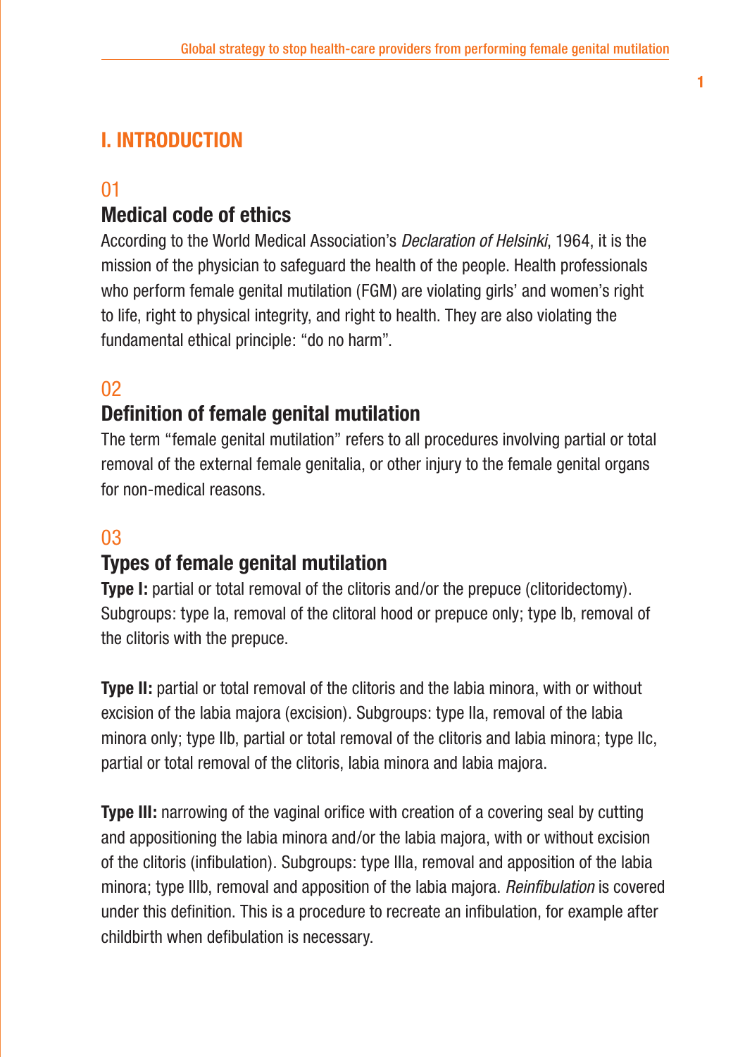# I. INTRODUCTION

## 01
### Medical code of ethics

According to the World Medical Association's *Declaration of Helsinki*, 1964, it is the mission of the physician to safeguard the health of the people. Health professionals who perform female genital mutilation (FGM) are violating girls' and women's right to life, right to physical integrity, and right to health. They are also violating the fundamental ethical principle: "do no harm".

## 02
### Definition of female genital mutilation

The term "female genital mutilation" refers to all procedures involving partial or total removal of the external female genitalia, or other injury to the female genital organs for non-medical reasons.

## 03
### Types of female genital mutilation

**Type I:** partial or total removal of the clitoris and/or the prepuce (clitoridectomy). Subgroups: type Ia, removal of the clitoral hood or prepuce only; type Ib, removal of the clitoris with the prepuce.

**Type II:** partial or total removal of the clitoris and the labia minora, with or without excision of the labia majora (excision). Subgroups: type IIa, removal of the labia minora only; type IIb, partial or total removal of the clitoris and labia minora; type IIc, partial or total removal of the clitoris, labia minora and labia majora.

**Type III:** narrowing of the vaginal orifice with creation of a covering seal by cutting and appositioning the labia minora and/or the labia majora, with or without excision of the clitoris (infibulation). Subgroups: type IIIa, removal and apposition of the labia minora; type IIIb, removal and apposition of the labia majora. *Reinfibulation* is covered under this definition. This is a procedure to recreate an infibulation, for example after childbirth when defibulation is necessary.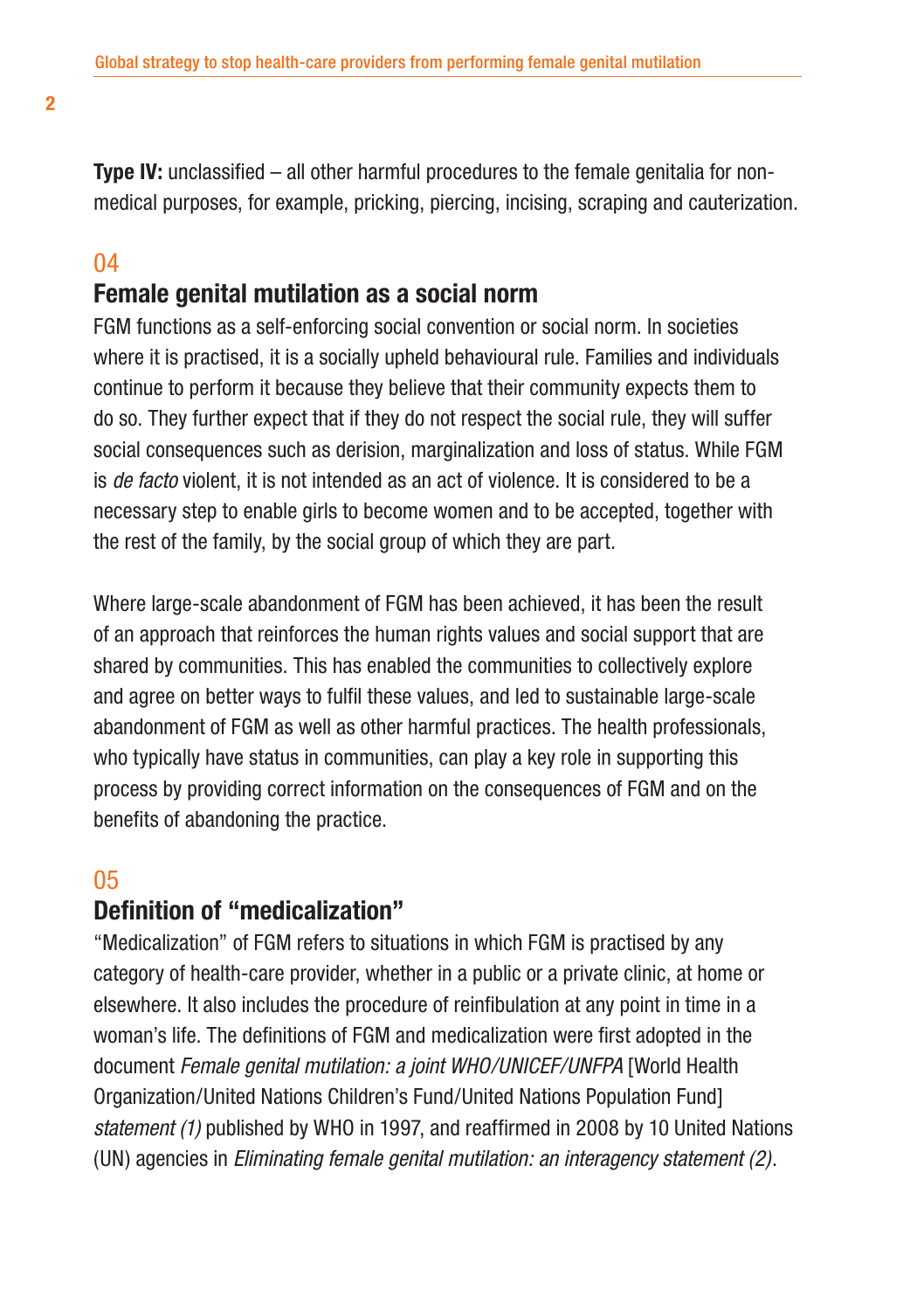**Type IV:** unclassified – all other harmful procedures to the female genitalia for non-medical purposes, for example, pricking, piercing, incising, scraping and cauterization.

## 04 Female genital mutilation as a social norm

FGM functions as a self-enforcing social convention or social norm. In societies where it is practised, it is a socially upheld behavioural rule. Families and individuals continue to perform it because they believe that their community expects them to do so. They further expect that if they do not respect the social rule, they will suffer social consequences such as derision, marginalization and loss of status. While FGM is *de facto* violent, it is not intended as an act of violence. It is considered to be a necessary step to enable girls to become women and to be accepted, together with the rest of the family, by the social group of which they are part.

Where large-scale abandonment of FGM has been achieved, it has been the result of an approach that reinforces the human rights values and social support that are shared by communities. This has enabled the communities to collectively explore and agree on better ways to fulfil these values, and led to sustainable large-scale abandonment of FGM as well as other harmful practices. The health professionals, who typically have status in communities, can play a key role in supporting this process by providing correct information on the consequences of FGM and on the benefits of abandoning the practice.

## 05 Definition of "medicalization"

"Medicalization" of FGM refers to situations in which FGM is practised by any category of health-care provider, whether in a public or a private clinic, at home or elsewhere. It also includes the procedure of reinfibulation at any point in time in a woman's life. The definitions of FGM and medicalization were first adopted in the document *Female genital mutilation: a joint WHO/UNICEF/UNFPA* [World Health Organization/United Nations Children's Fund/United Nations Population Fund] *statement (1)* published by WHO in 1997, and reaffirmed in 2008 by 10 United Nations (UN) agencies in *Eliminating female genital mutilation: an interagency statement (2)*.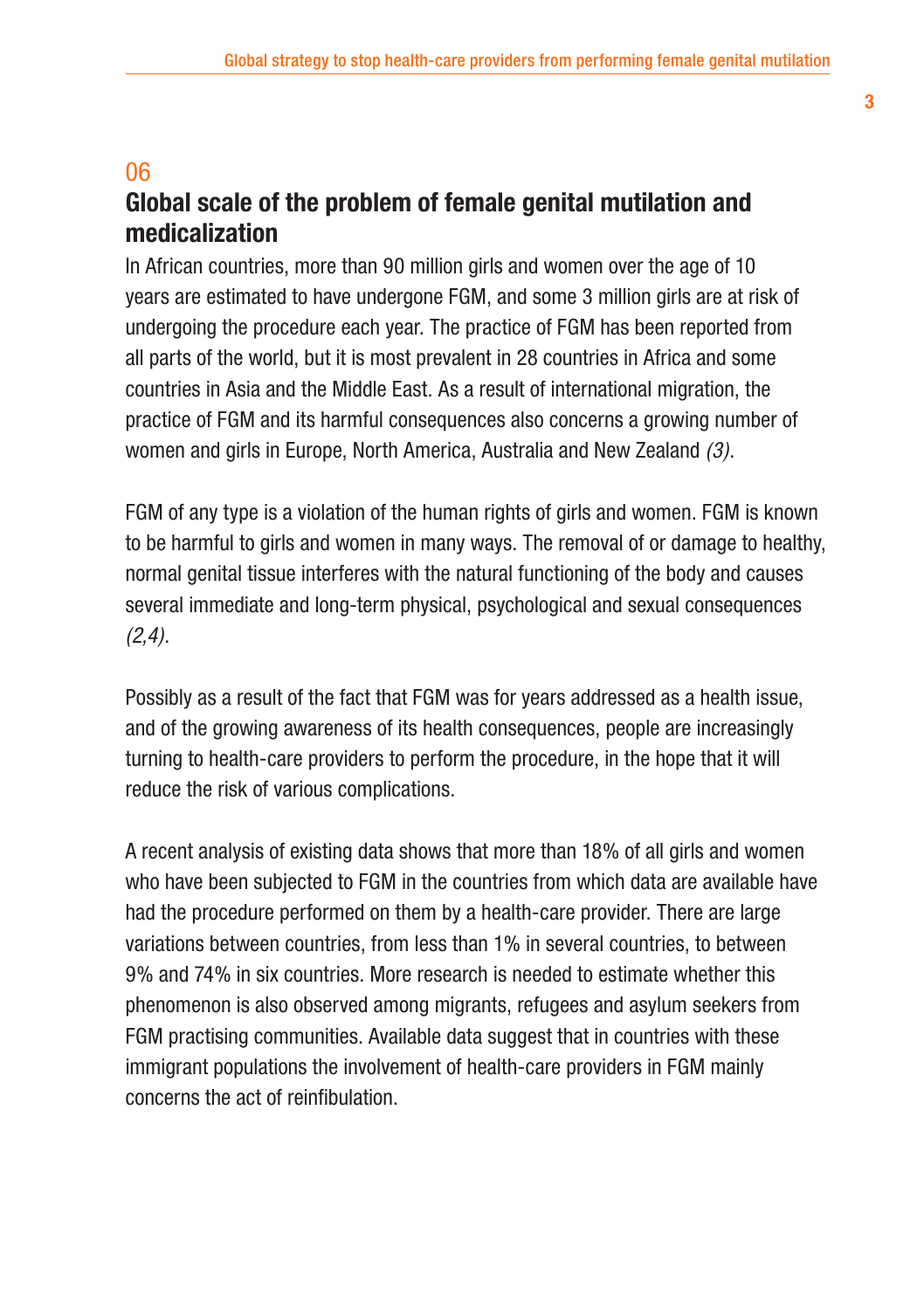## 06

## Global scale of the problem of female genital mutilation and medicalization

In African countries, more than 90 million girls and women over the age of 10 years are estimated to have undergone FGM, and some 3 million girls are at risk of undergoing the procedure each year. The practice of FGM has been reported from all parts of the world, but it is most prevalent in 28 countries in Africa and some countries in Asia and the Middle East. As a result of international migration, the practice of FGM and its harmful consequences also concerns a growing number of women and girls in Europe, North America, Australia and New Zealand *(3)*.

FGM of any type is a violation of the human rights of girls and women. FGM is known to be harmful to girls and women in many ways. The removal of or damage to healthy, normal genital tissue interferes with the natural functioning of the body and causes several immediate and long-term physical, psychological and sexual consequences *(2,4)*.

Possibly as a result of the fact that FGM was for years addressed as a health issue, and of the growing awareness of its health consequences, people are increasingly turning to health-care providers to perform the procedure, in the hope that it will reduce the risk of various complications.

A recent analysis of existing data shows that more than 18% of all girls and women who have been subjected to FGM in the countries from which data are available have had the procedure performed on them by a health-care provider. There are large variations between countries, from less than 1% in several countries, to between 9% and 74% in six countries. More research is needed to estimate whether this phenomenon is also observed among migrants, refugees and asylum seekers from FGM practising communities. Available data suggest that in countries with these immigrant populations the involvement of health-care providers in FGM mainly concerns the act of reinfibulation.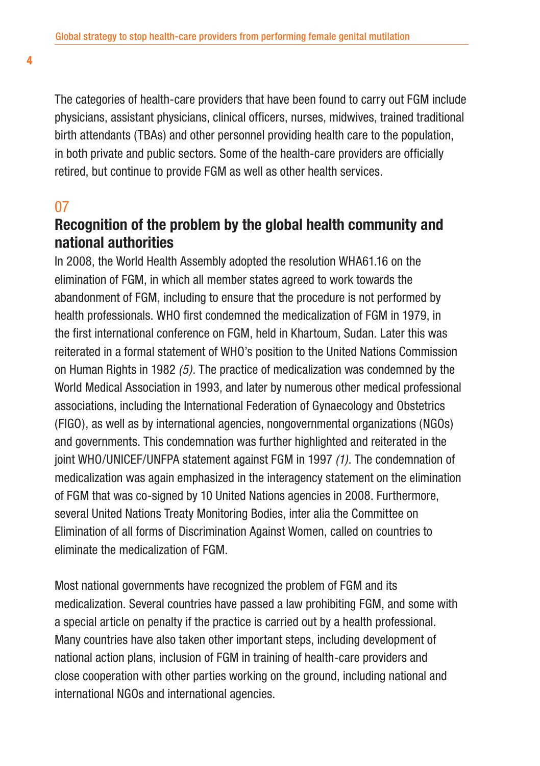The categories of health-care providers that have been found to carry out FGM include physicians, assistant physicians, clinical officers, nurses, midwives, trained traditional birth attendants (TBAs) and other personnel providing health care to the population, in both private and public sectors. Some of the health-care providers are officially retired, but continue to provide FGM as well as other health services.

## 07
## Recognition of the problem by the global health community and national authorities

In 2008, the World Health Assembly adopted the resolution WHA61.16 on the elimination of FGM, in which all member states agreed to work towards the abandonment of FGM, including to ensure that the procedure is not performed by health professionals. WHO first condemned the medicalization of FGM in 1979, in the first international conference on FGM, held in Khartoum, Sudan. Later this was reiterated in a formal statement of WHO's position to the United Nations Commission on Human Rights in 1982 *(5)*. The practice of medicalization was condemned by the World Medical Association in 1993, and later by numerous other medical professional associations, including the International Federation of Gynaecology and Obstetrics (FIGO), as well as by international agencies, nongovernmental organizations (NGOs) and governments. This condemnation was further highlighted and reiterated in the joint WHO/UNICEF/UNFPA statement against FGM in 1997 *(1)*. The condemnation of medicalization was again emphasized in the interagency statement on the elimination of FGM that was co-signed by 10 United Nations agencies in 2008. Furthermore, several United Nations Treaty Monitoring Bodies, inter alia the Committee on Elimination of all forms of Discrimination Against Women, called on countries to eliminate the medicalization of FGM.

Most national governments have recognized the problem of FGM and its medicalization. Several countries have passed a law prohibiting FGM, and some with a special article on penalty if the practice is carried out by a health professional. Many countries have also taken other important steps, including development of national action plans, inclusion of FGM in training of health-care providers and close cooperation with other parties working on the ground, including national and international NGOs and international agencies.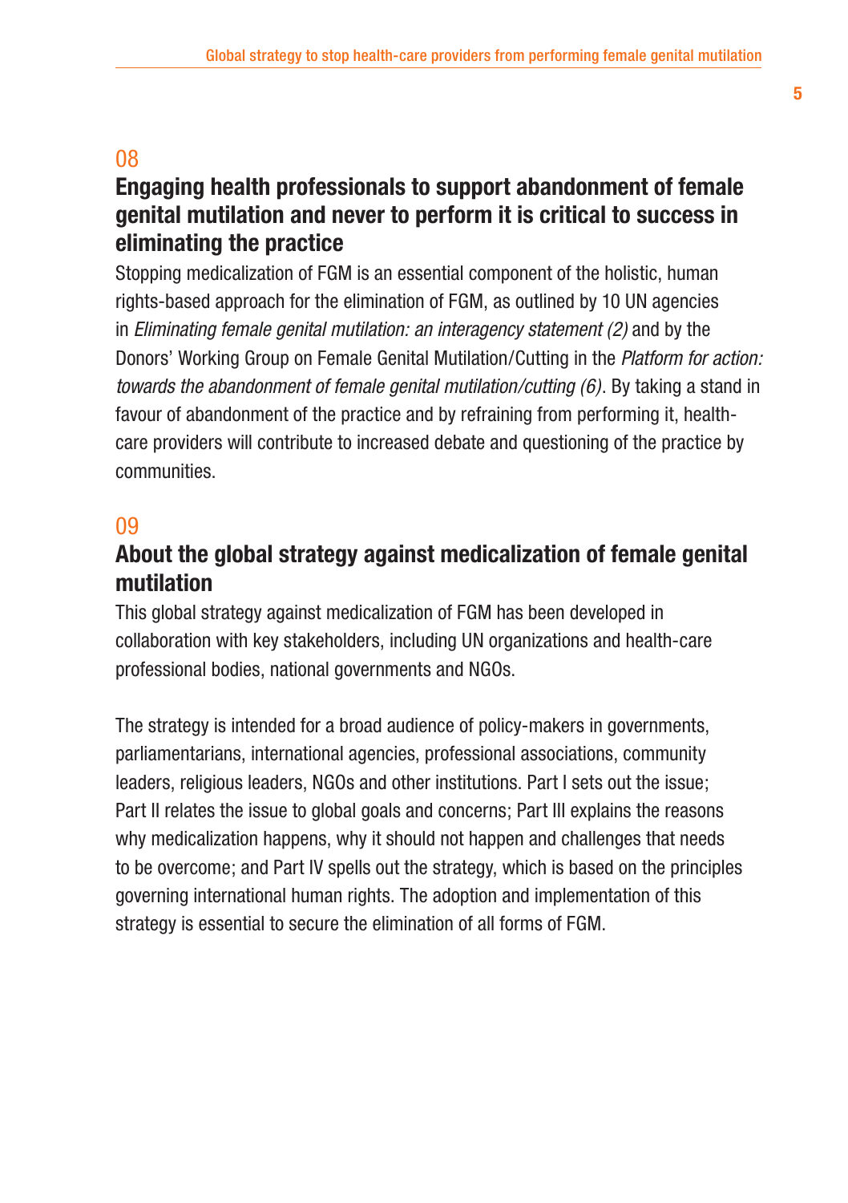## 08

## Engaging health professionals to support abandonment of female genital mutilation and never to perform it is critical to success in eliminating the practice

Stopping medicalization of FGM is an essential component of the holistic, human rights-based approach for the elimination of FGM, as outlined by 10 UN agencies in *Eliminating female genital mutilation: an interagency statement (2)* and by the Donors' Working Group on Female Genital Mutilation/Cutting in the *Platform for action: towards the abandonment of female genital mutilation/cutting (6)*. By taking a stand in favour of abandonment of the practice and by refraining from performing it, health-care providers will contribute to increased debate and questioning of the practice by communities.

## 09

## About the global strategy against medicalization of female genital mutilation

This global strategy against medicalization of FGM has been developed in collaboration with key stakeholders, including UN organizations and health-care professional bodies, national governments and NGOs.

The strategy is intended for a broad audience of policy-makers in governments, parliamentarians, international agencies, professional associations, community leaders, religious leaders, NGOs and other institutions. Part I sets out the issue; Part II relates the issue to global goals and concerns; Part III explains the reasons why medicalization happens, why it should not happen and challenges that needs to be overcome; and Part IV spells out the strategy, which is based on the principles governing international human rights. The adoption and implementation of this strategy is essential to secure the elimination of all forms of FGM.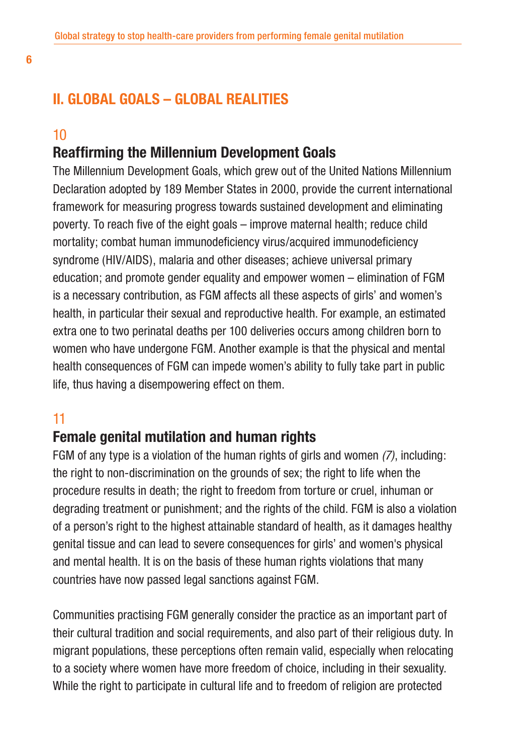## II. GLOBAL GOALS – GLOBAL REALITIES

10

### Reaffirming the Millennium Development Goals

The Millennium Development Goals, which grew out of the United Nations Millennium Declaration adopted by 189 Member States in 2000, provide the current international framework for measuring progress towards sustained development and eliminating poverty. To reach five of the eight goals – improve maternal health; reduce child mortality; combat human immunodeficiency virus/acquired immunodeficiency syndrome (HIV/AIDS), malaria and other diseases; achieve universal primary education; and promote gender equality and empower women – elimination of FGM is a necessary contribution, as FGM affects all these aspects of girls' and women's health, in particular their sexual and reproductive health. For example, an estimated extra one to two perinatal deaths per 100 deliveries occurs among children born to women who have undergone FGM. Another example is that the physical and mental health consequences of FGM can impede women's ability to fully take part in public life, thus having a disempowering effect on them.

11

### Female genital mutilation and human rights

FGM of any type is a violation of the human rights of girls and women *(7)*, including: the right to non-discrimination on the grounds of sex; the right to life when the procedure results in death; the right to freedom from torture or cruel, inhuman or degrading treatment or punishment; and the rights of the child. FGM is also a violation of a person's right to the highest attainable standard of health, as it damages healthy genital tissue and can lead to severe consequences for girls' and women's physical and mental health. It is on the basis of these human rights violations that many countries have now passed legal sanctions against FGM.

Communities practising FGM generally consider the practice as an important part of their cultural tradition and social requirements, and also part of their religious duty. In migrant populations, these perceptions often remain valid, especially when relocating to a society where women have more freedom of choice, including in their sexuality. While the right to participate in cultural life and to freedom of religion are protected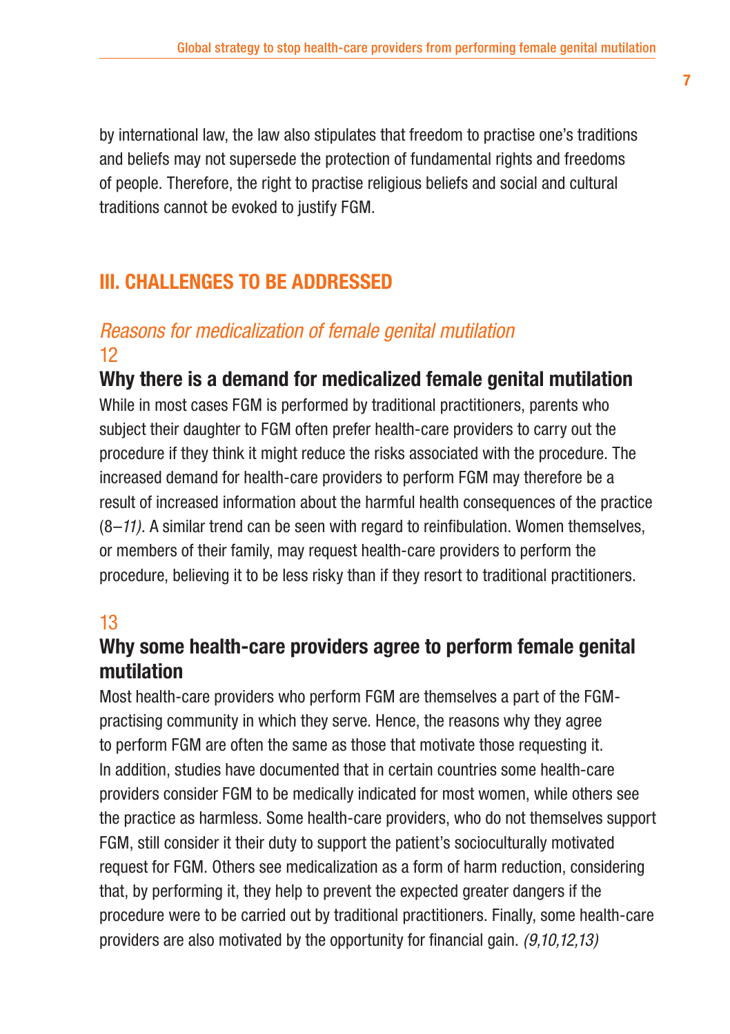by international law, the law also stipulates that freedom to practise one's traditions and beliefs may not supersede the protection of fundamental rights and freedoms of people. Therefore, the right to practise religious beliefs and social and cultural traditions cannot be evoked to justify FGM.

## III. CHALLENGES TO BE ADDRESSED

### *Reasons for medicalization of female genital mutilation*

12

**Why there is a demand for medicalized female genital mutilation**

While in most cases FGM is performed by traditional practitioners, parents who subject their daughter to FGM often prefer health-care providers to carry out the procedure if they think it might reduce the risks associated with the procedure. The increased demand for health-care providers to perform FGM may therefore be a result of increased information about the harmful health consequences of the practice (8–*11)*. A similar trend can be seen with regard to reinfibulation. Women themselves, or members of their family, may request health-care providers to perform the procedure, believing it to be less risky than if they resort to traditional practitioners.

13

**Why some health-care providers agree to perform female genital mutilation**

Most health-care providers who perform FGM are themselves a part of the FGM-practising community in which they serve. Hence, the reasons why they agree to perform FGM are often the same as those that motivate those requesting it. In addition, studies have documented that in certain countries some health-care providers consider FGM to be medically indicated for most women, while others see the practice as harmless. Some health-care providers, who do not themselves support FGM, still consider it their duty to support the patient's socioculturally motivated request for FGM. Others see medicalization as a form of harm reduction, considering that, by performing it, they help to prevent the expected greater dangers if the procedure were to be carried out by traditional practitioners. Finally, some health-care providers are also motivated by the opportunity for financial gain. *(9,10,12,13)*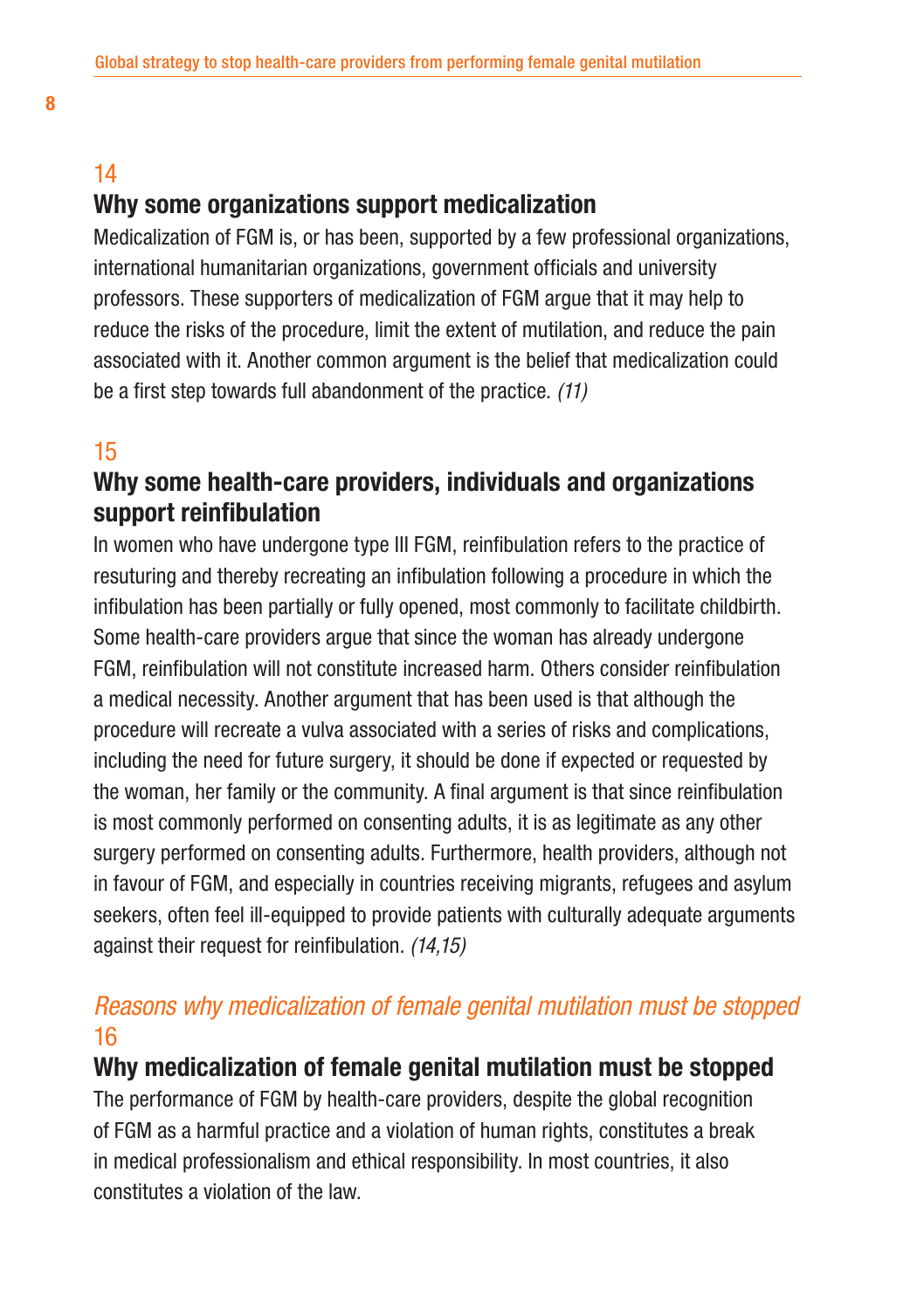14

### Why some organizations support medicalization

Medicalization of FGM is, or has been, supported by a few professional organizations, international humanitarian organizations, government officials and university professors. These supporters of medicalization of FGM argue that it may help to reduce the risks of the procedure, limit the extent of mutilation, and reduce the pain associated with it. Another common argument is the belief that medicalization could be a first step towards full abandonment of the practice. *(11)*

15

### Why some health-care providers, individuals and organizations support reinfibulation

In women who have undergone type III FGM, reinfibulation refers to the practice of resuturing and thereby recreating an infibulation following a procedure in which the infibulation has been partially or fully opened, most commonly to facilitate childbirth. Some health-care providers argue that since the woman has already undergone FGM, reinfibulation will not constitute increased harm. Others consider reinfibulation a medical necessity. Another argument that has been used is that although the procedure will recreate a vulva associated with a series of risks and complications, including the need for future surgery, it should be done if expected or requested by the woman, her family or the community. A final argument is that since reinfibulation is most commonly performed on consenting adults, it is as legitimate as any other surgery performed on consenting adults. Furthermore, health providers, although not in favour of FGM, and especially in countries receiving migrants, refugees and asylum seekers, often feel ill-equipped to provide patients with culturally adequate arguments against their request for reinfibulation. *(14,15)*

## *Reasons why medicalization of female genital mutilation must be stopped*

16

### Why medicalization of female genital mutilation must be stopped

The performance of FGM by health-care providers, despite the global recognition of FGM as a harmful practice and a violation of human rights, constitutes a break in medical professionalism and ethical responsibility. In most countries, it also constitutes a violation of the law.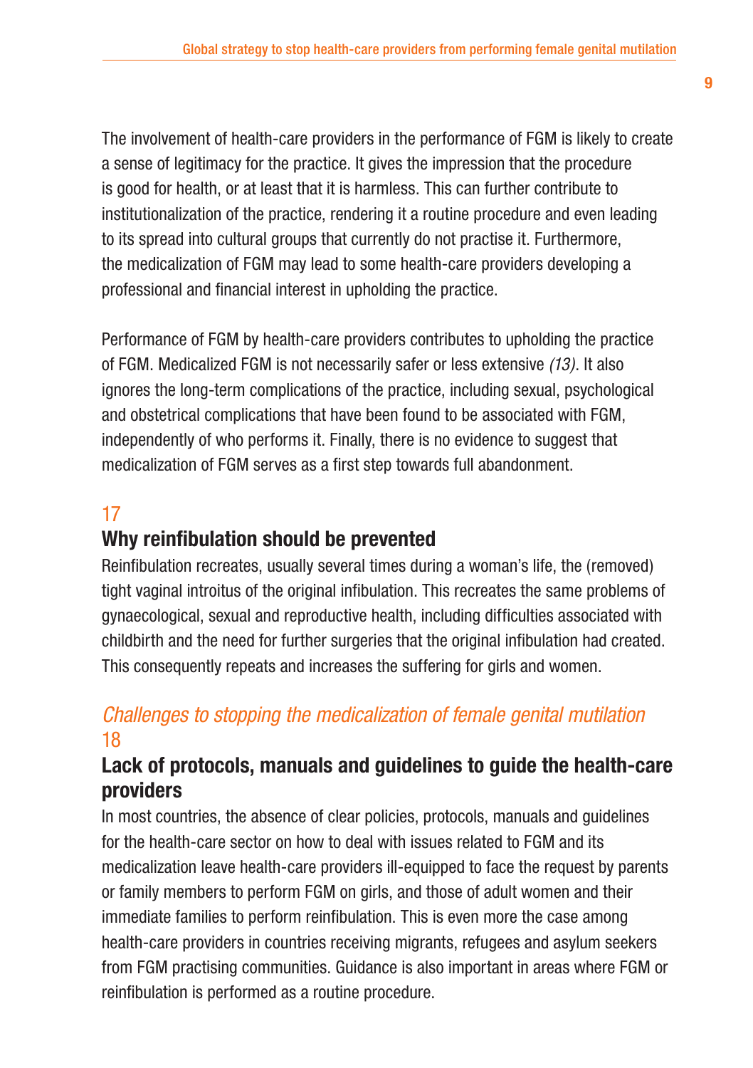The involvement of health-care providers in the performance of FGM is likely to create a sense of legitimacy for the practice. It gives the impression that the procedure is good for health, or at least that it is harmless. This can further contribute to institutionalization of the practice, rendering it a routine procedure and even leading to its spread into cultural groups that currently do not practise it. Furthermore, the medicalization of FGM may lead to some health-care providers developing a professional and financial interest in upholding the practice.

Performance of FGM by health-care providers contributes to upholding the practice of FGM. Medicalized FGM is not necessarily safer or less extensive *(13)*. It also ignores the long-term complications of the practice, including sexual, psychological and obstetrical complications that have been found to be associated with FGM, independently of who performs it. Finally, there is no evidence to suggest that medicalization of FGM serves as a first step towards full abandonment.

17

### Why reinfibulation should be prevented

Reinfibulation recreates, usually several times during a woman's life, the (removed) tight vaginal introitus of the original infibulation. This recreates the same problems of gynaecological, sexual and reproductive health, including difficulties associated with childbirth and the need for further surgeries that the original infibulation had created. This consequently repeats and increases the suffering for girls and women.

## *Challenges to stopping the medicalization of female genital mutilation*

18

### Lack of protocols, manuals and guidelines to guide the health-care providers

In most countries, the absence of clear policies, protocols, manuals and guidelines for the health-care sector on how to deal with issues related to FGM and its medicalization leave health-care providers ill-equipped to face the request by parents or family members to perform FGM on girls, and those of adult women and their immediate families to perform reinfibulation. This is even more the case among health-care providers in countries receiving migrants, refugees and asylum seekers from FGM practising communities. Guidance is also important in areas where FGM or reinfibulation is performed as a routine procedure.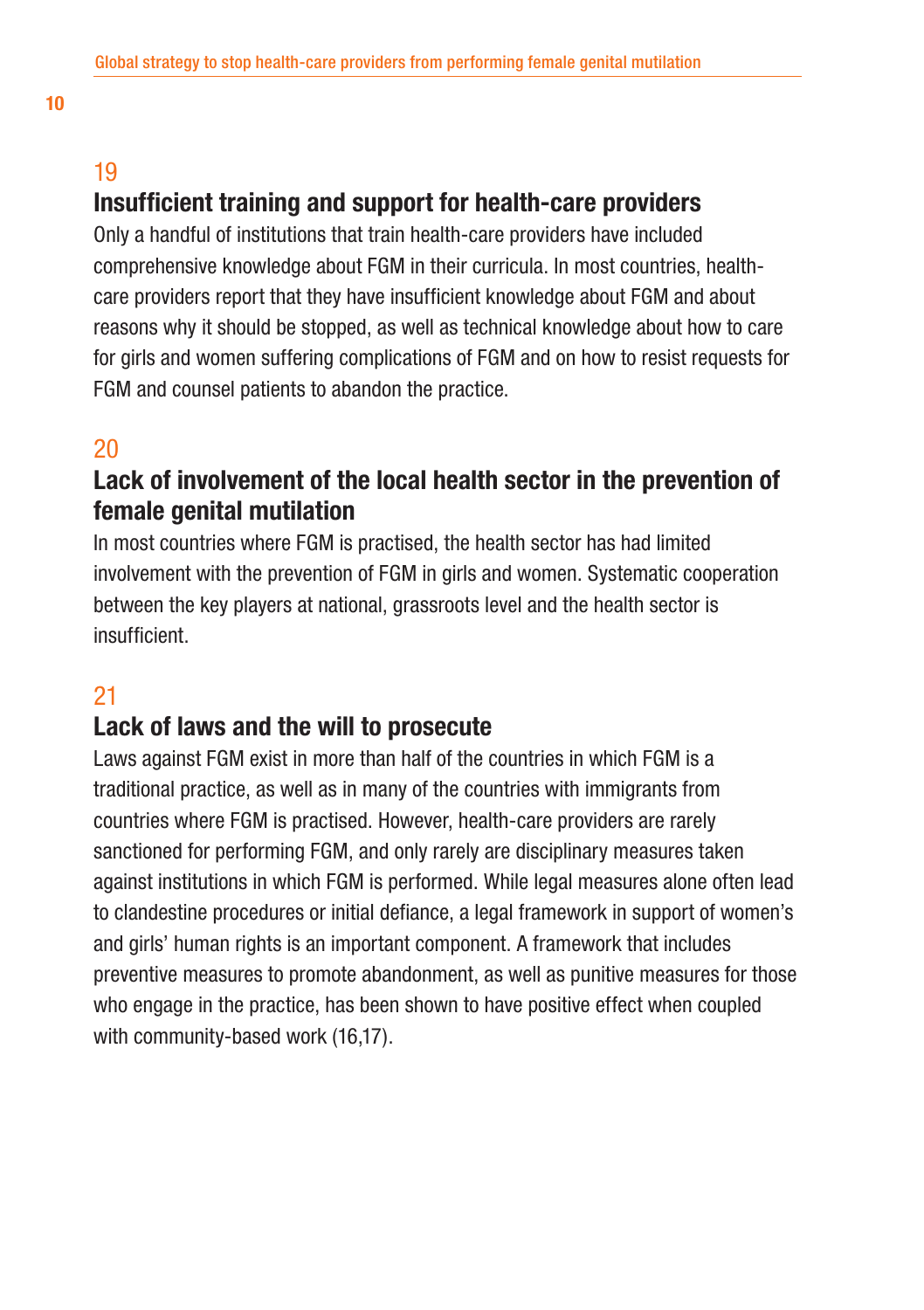19

## Insufficient training and support for health-care providers

Only a handful of institutions that train health-care providers have included comprehensive knowledge about FGM in their curricula. In most countries, health-care providers report that they have insufficient knowledge about FGM and about reasons why it should be stopped, as well as technical knowledge about how to care for girls and women suffering complications of FGM and on how to resist requests for FGM and counsel patients to abandon the practice.

20

## Lack of involvement of the local health sector in the prevention of female genital mutilation

In most countries where FGM is practised, the health sector has had limited involvement with the prevention of FGM in girls and women. Systematic cooperation between the key players at national, grassroots level and the health sector is insufficient.

21

## Lack of laws and the will to prosecute

Laws against FGM exist in more than half of the countries in which FGM is a traditional practice, as well as in many of the countries with immigrants from countries where FGM is practised. However, health-care providers are rarely sanctioned for performing FGM, and only rarely are disciplinary measures taken against institutions in which FGM is performed. While legal measures alone often lead to clandestine procedures or initial defiance, a legal framework in support of women's and girls' human rights is an important component. A framework that includes preventive measures to promote abandonment, as well as punitive measures for those who engage in the practice, has been shown to have positive effect when coupled with community-based work (16,17).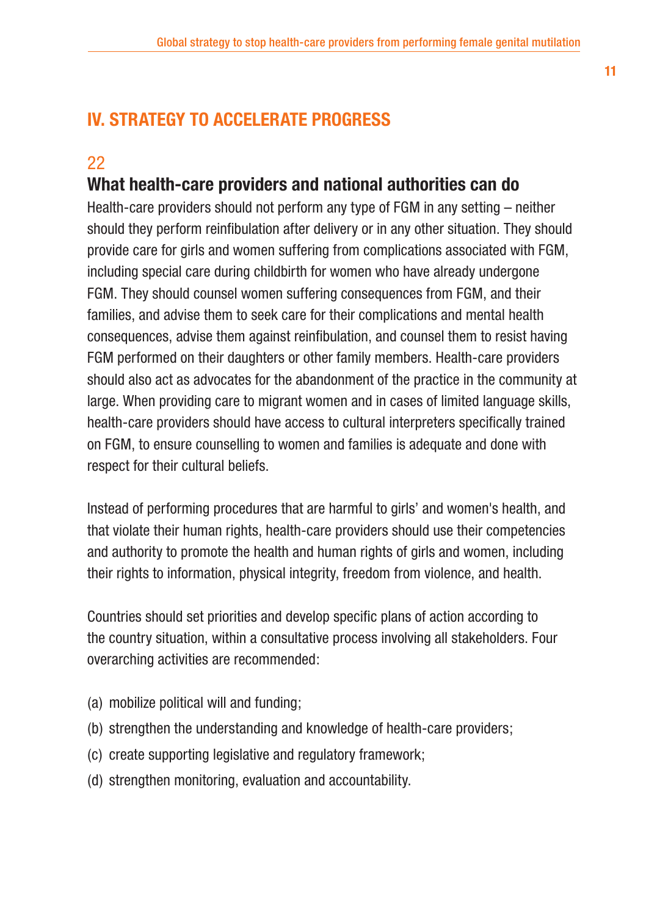## IV. STRATEGY TO ACCELERATE PROGRESS

22

### What health-care providers and national authorities can do

Health-care providers should not perform any type of FGM in any setting – neither should they perform reinfibulation after delivery or in any other situation. They should provide care for girls and women suffering from complications associated with FGM, including special care during childbirth for women who have already undergone FGM. They should counsel women suffering consequences from FGM, and their families, and advise them to seek care for their complications and mental health consequences, advise them against reinfibulation, and counsel them to resist having FGM performed on their daughters or other family members. Health-care providers should also act as advocates for the abandonment of the practice in the community at large. When providing care to migrant women and in cases of limited language skills, health-care providers should have access to cultural interpreters specifically trained on FGM, to ensure counselling to women and families is adequate and done with respect for their cultural beliefs.

Instead of performing procedures that are harmful to girls' and women's health, and that violate their human rights, health-care providers should use their competencies and authority to promote the health and human rights of girls and women, including their rights to information, physical integrity, freedom from violence, and health.

Countries should set priorities and develop specific plans of action according to the country situation, within a consultative process involving all stakeholders. Four overarching activities are recommended:

(a) mobilize political will and funding;
(b) strengthen the understanding and knowledge of health-care providers;
(c) create supporting legislative and regulatory framework;
(d) strengthen monitoring, evaluation and accountability.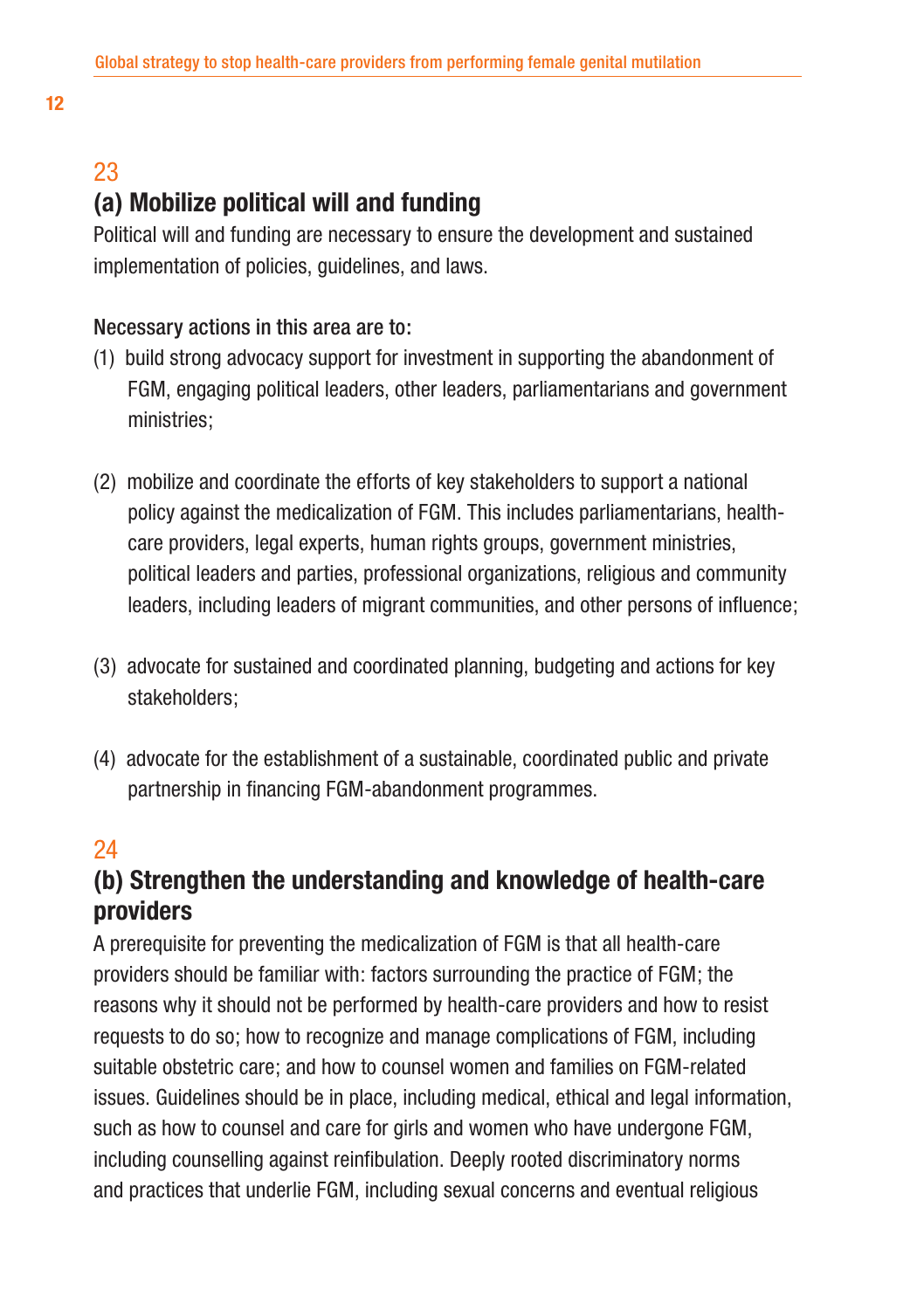23

## (a) Mobilize political will and funding

Political will and funding are necessary to ensure the development and sustained implementation of policies, guidelines, and laws.

Necessary actions in this area are to:

(1) build strong advocacy support for investment in supporting the abandonment of FGM, engaging political leaders, other leaders, parliamentarians and government ministries;

(2) mobilize and coordinate the efforts of key stakeholders to support a national policy against the medicalization of FGM. This includes parliamentarians, health-care providers, legal experts, human rights groups, government ministries, political leaders and parties, professional organizations, religious and community leaders, including leaders of migrant communities, and other persons of influence;

(3) advocate for sustained and coordinated planning, budgeting and actions for key stakeholders;

(4) advocate for the establishment of a sustainable, coordinated public and private partnership in financing FGM-abandonment programmes.

24

## (b) Strengthen the understanding and knowledge of health-care providers

A prerequisite for preventing the medicalization of FGM is that all health-care providers should be familiar with: factors surrounding the practice of FGM; the reasons why it should not be performed by health-care providers and how to resist requests to do so; how to recognize and manage complications of FGM, including suitable obstetric care; and how to counsel women and families on FGM-related issues. Guidelines should be in place, including medical, ethical and legal information, such as how to counsel and care for girls and women who have undergone FGM, including counselling against reinfibulation. Deeply rooted discriminatory norms and practices that underlie FGM, including sexual concerns and eventual religious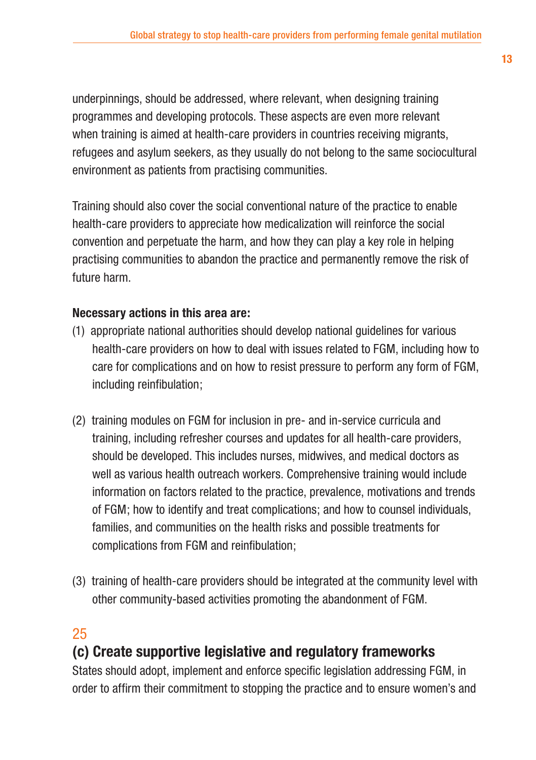underpinnings, should be addressed, where relevant, when designing training programmes and developing protocols. These aspects are even more relevant when training is aimed at health-care providers in countries receiving migrants, refugees and asylum seekers, as they usually do not belong to the same sociocultural environment as patients from practising communities.

Training should also cover the social conventional nature of the practice to enable health-care providers to appreciate how medicalization will reinforce the social convention and perpetuate the harm, and how they can play a key role in helping practising communities to abandon the practice and permanently remove the risk of future harm.

**Necessary actions in this area are:**

(1) appropriate national authorities should develop national guidelines for various health-care providers on how to deal with issues related to FGM, including how to care for complications and on how to resist pressure to perform any form of FGM, including reinfibulation;

(2) training modules on FGM for inclusion in pre- and in-service curricula and training, including refresher courses and updates for all health-care providers, should be developed. This includes nurses, midwives, and medical doctors as well as various health outreach workers. Comprehensive training would include information on factors related to the practice, prevalence, motivations and trends of FGM; how to identify and treat complications; and how to counsel individuals, families, and communities on the health risks and possible treatments for complications from FGM and reinfibulation;

(3) training of health-care providers should be integrated at the community level with other community-based activities promoting the abandonment of FGM.

25

## (c) Create supportive legislative and regulatory frameworks

States should adopt, implement and enforce specific legislation addressing FGM, in order to affirm their commitment to stopping the practice and to ensure women's and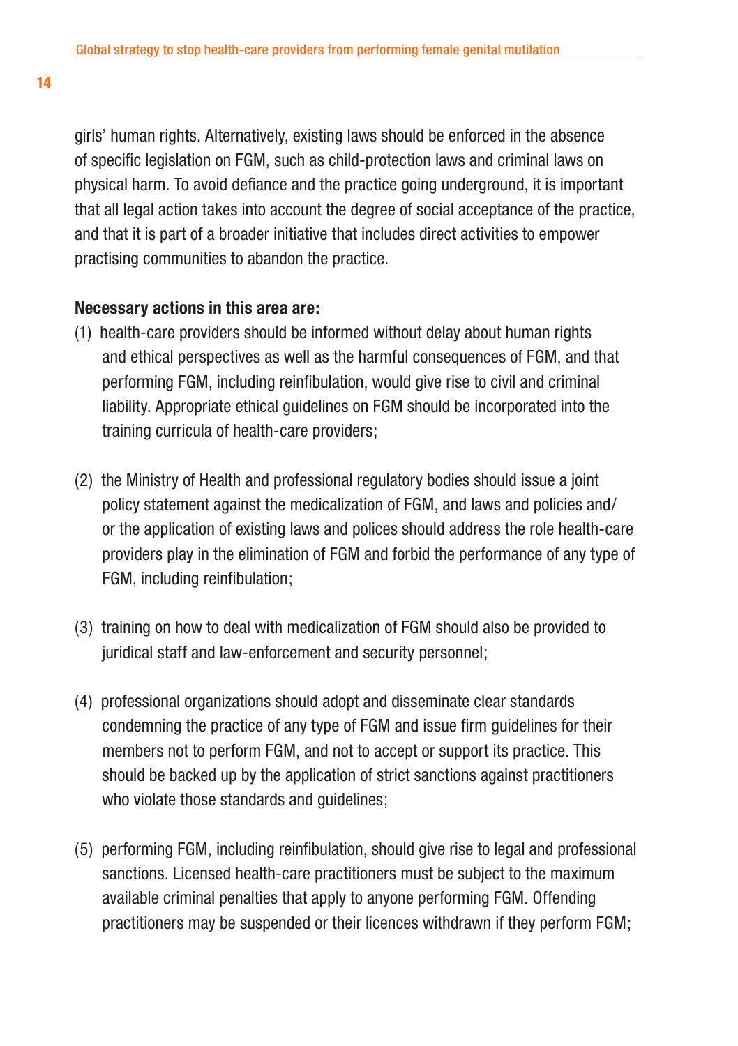girls' human rights. Alternatively, existing laws should be enforced in the absence of specific legislation on FGM, such as child-protection laws and criminal laws on physical harm. To avoid defiance and the practice going underground, it is important that all legal action takes into account the degree of social acceptance of the practice, and that it is part of a broader initiative that includes direct activities to empower practising communities to abandon the practice.

**Necessary actions in this area are:**

(1) health-care providers should be informed without delay about human rights and ethical perspectives as well as the harmful consequences of FGM, and that performing FGM, including reinfibulation, would give rise to civil and criminal liability. Appropriate ethical guidelines on FGM should be incorporated into the training curricula of health-care providers;

(2) the Ministry of Health and professional regulatory bodies should issue a joint policy statement against the medicalization of FGM, and laws and policies and/or the application of existing laws and polices should address the role health-care providers play in the elimination of FGM and forbid the performance of any type of FGM, including reinfibulation;

(3) training on how to deal with medicalization of FGM should also be provided to juridical staff and law-enforcement and security personnel;

(4) professional organizations should adopt and disseminate clear standards condemning the practice of any type of FGM and issue firm guidelines for their members not to perform FGM, and not to accept or support its practice. This should be backed up by the application of strict sanctions against practitioners who violate those standards and guidelines;

(5) performing FGM, including reinfibulation, should give rise to legal and professional sanctions. Licensed health-care practitioners must be subject to the maximum available criminal penalties that apply to anyone performing FGM. Offending practitioners may be suspended or their licences withdrawn if they perform FGM;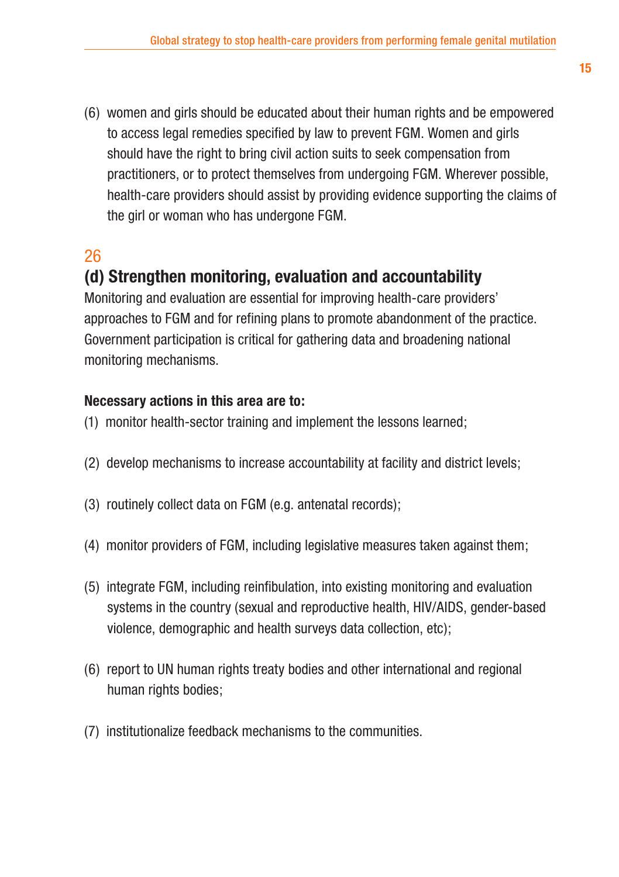(6) women and girls should be educated about their human rights and be empowered to access legal remedies specified by law to prevent FGM. Women and girls should have the right to bring civil action suits to seek compensation from practitioners, or to protect themselves from undergoing FGM. Wherever possible, health-care providers should assist by providing evidence supporting the claims of the girl or woman who has undergone FGM.

26

## (d) Strengthen monitoring, evaluation and accountability

Monitoring and evaluation are essential for improving health-care providers' approaches to FGM and for refining plans to promote abandonment of the practice. Government participation is critical for gathering data and broadening national monitoring mechanisms.

**Necessary actions in this area are to:**

(1) monitor health-sector training and implement the lessons learned;

(2) develop mechanisms to increase accountability at facility and district levels;

(3) routinely collect data on FGM (e.g. antenatal records);

(4) monitor providers of FGM, including legislative measures taken against them;

(5) integrate FGM, including reinfibulation, into existing monitoring and evaluation systems in the country (sexual and reproductive health, HIV/AIDS, gender-based violence, demographic and health surveys data collection, etc);

(6) report to UN human rights treaty bodies and other international and regional human rights bodies;

(7) institutionalize feedback mechanisms to the communities.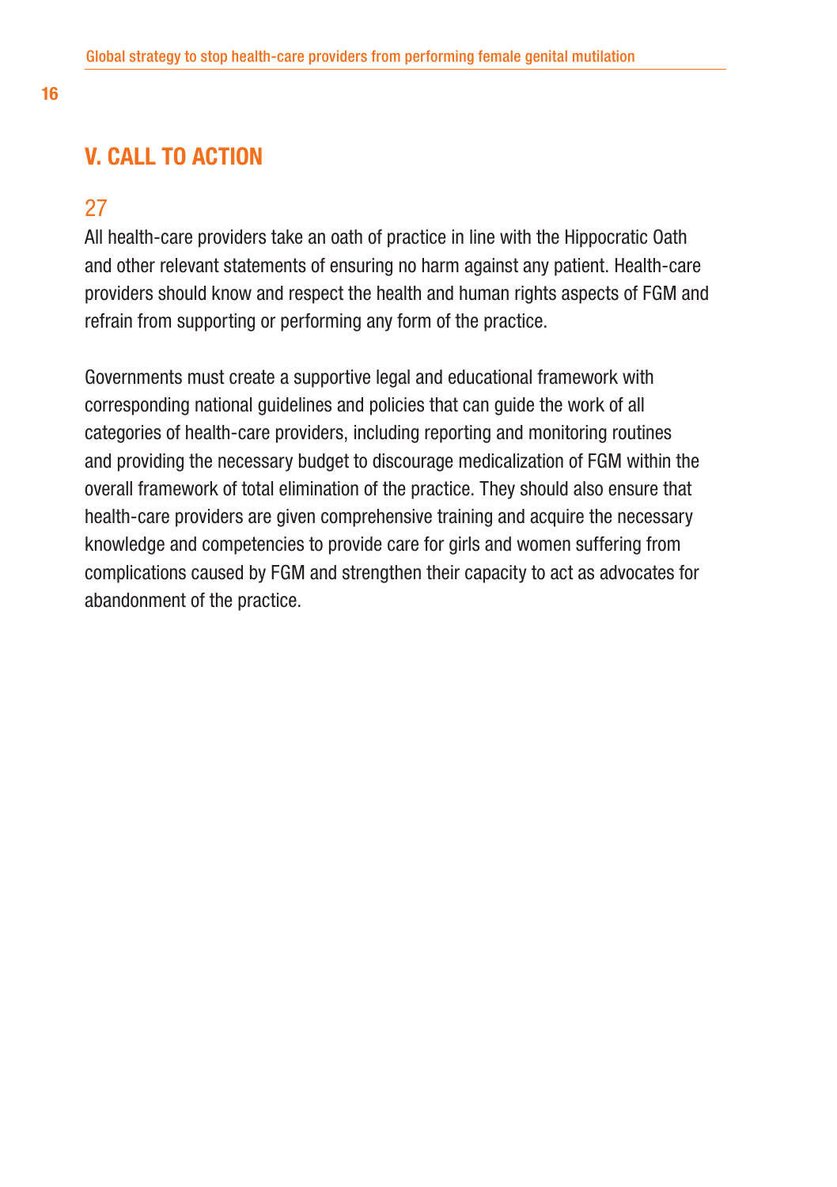## V. CALL TO ACTION

27

All health-care providers take an oath of practice in line with the Hippocratic Oath and other relevant statements of ensuring no harm against any patient. Health-care providers should know and respect the health and human rights aspects of FGM and refrain from supporting or performing any form of the practice.

Governments must create a supportive legal and educational framework with corresponding national guidelines and policies that can guide the work of all categories of health-care providers, including reporting and monitoring routines and providing the necessary budget to discourage medicalization of FGM within the overall framework of total elimination of the practice. They should also ensure that health-care providers are given comprehensive training and acquire the necessary knowledge and competencies to provide care for girls and women suffering from complications caused by FGM and strengthen their capacity to act as advocates for abandonment of the practice.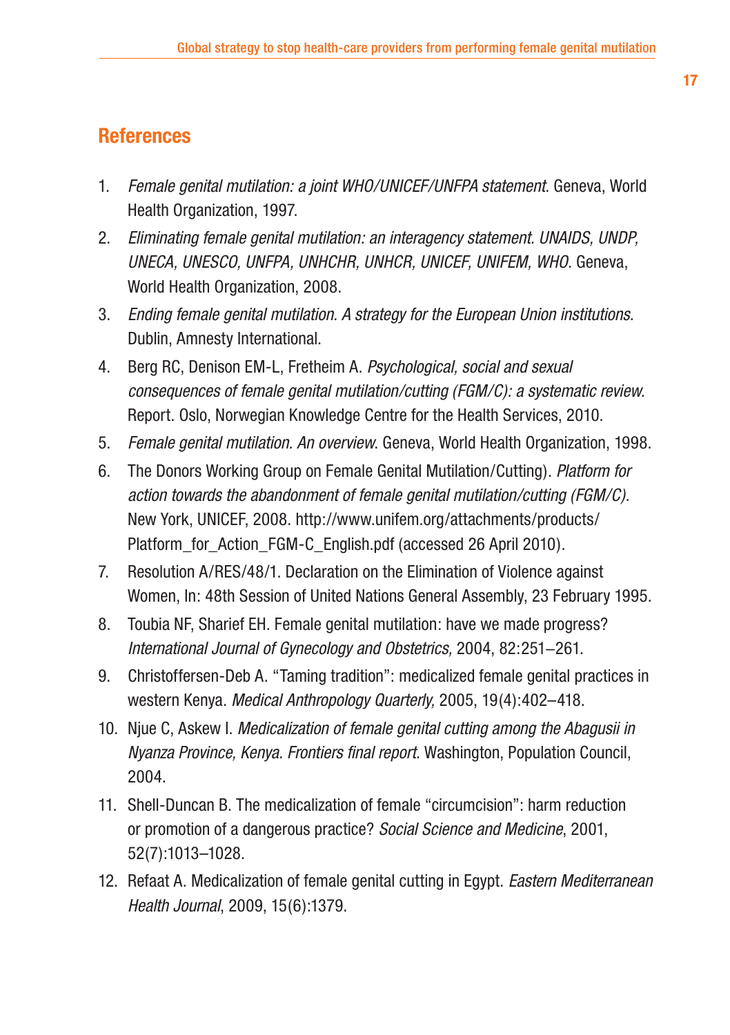## References

1. *Female genital mutilation: a joint WHO/UNICEF/UNFPA statement*. Geneva, World Health Organization, 1997.
2. *Eliminating female genital mutilation: an interagency statement. UNAIDS, UNDP, UNECA, UNESCO, UNFPA, UNHCHR, UNHCR, UNICEF, UNIFEM, WHO*. Geneva, World Health Organization, 2008.
3. *Ending female genital mutilation. A strategy for the European Union institutions.* Dublin, Amnesty International.
4. Berg RC, Denison EM-L, Fretheim A. *Psychological, social and sexual consequences of female genital mutilation/cutting (FGM/C): a systematic review.* Report. Oslo, Norwegian Knowledge Centre for the Health Services, 2010.
5. *Female genital mutilation. An overview*. Geneva, World Health Organization, 1998.
6. The Donors Working Group on Female Genital Mutilation/Cutting). *Platform for action towards the abandonment of female genital mutilation/cutting (FGM/C).* New York, UNICEF, 2008. http://www.unifem.org/attachments/products/Platform_for_Action_FGM-C_English.pdf (accessed 26 April 2010).
7. Resolution A/RES/48/1. Declaration on the Elimination of Violence against Women, In: 48th Session of United Nations General Assembly, 23 February 1995.
8. Toubia NF, Sharief EH. Female genital mutilation: have we made progress? *International Journal of Gynecology and Obstetrics,* 2004, 82:251–261.
9. Christoffersen-Deb A. "Taming tradition": medicalized female genital practices in western Kenya. *Medical Anthropology Quarterly,* 2005, 19(4):402–418.
10. Njue C, Askew I. *Medicalization of female genital cutting among the Abagusii in Nyanza Province, Kenya. Frontiers final report*. Washington, Population Council, 2004.
11. Shell-Duncan B. The medicalization of female "circumcision": harm reduction or promotion of a dangerous practice? *Social Science and Medicine*, 2001, 52(7):1013–1028.
12. Refaat A. Medicalization of female genital cutting in Egypt. *Eastern Mediterranean Health Journal*, 2009, 15(6):1379.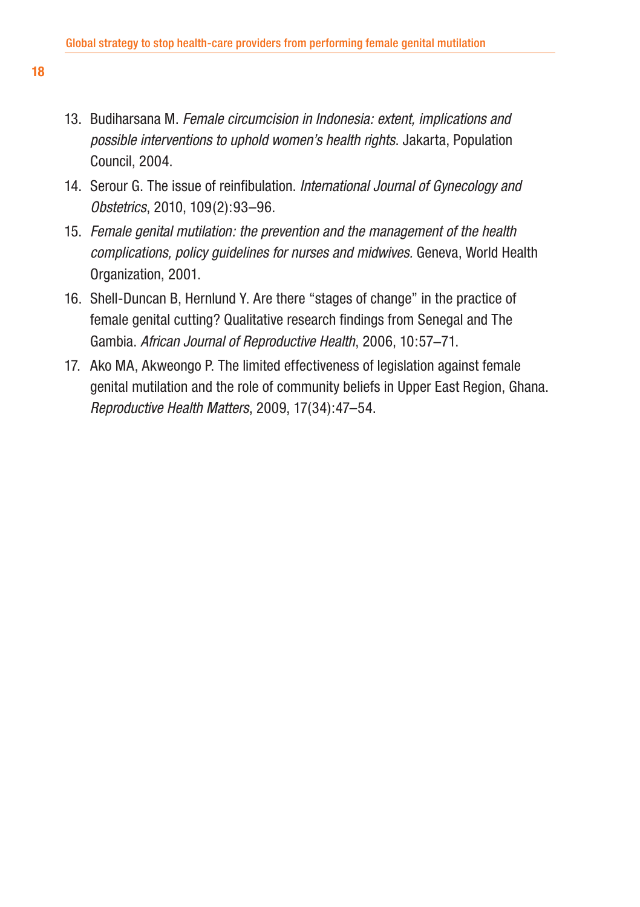13. Budiharsana M. *Female circumcision in Indonesia: extent, implications and possible interventions to uphold women's health rights*. Jakarta, Population Council, 2004.
14. Serour G. The issue of reinfibulation. *International Journal of Gynecology and Obstetrics*, 2010, 109(2):93–96.
15. *Female genital mutilation: the prevention and the management of the health complications, policy guidelines for nurses and midwives.* Geneva, World Health Organization, 2001.
16. Shell-Duncan B, Hernlund Y. Are there "stages of change" in the practice of female genital cutting? Qualitative research findings from Senegal and The Gambia. *African Journal of Reproductive Health*, 2006, 10:57–71.
17. Ako MA, Akweongo P. The limited effectiveness of legislation against female genital mutilation and the role of community beliefs in Upper East Region, Ghana. *Reproductive Health Matters*, 2009, 17(34):47–54.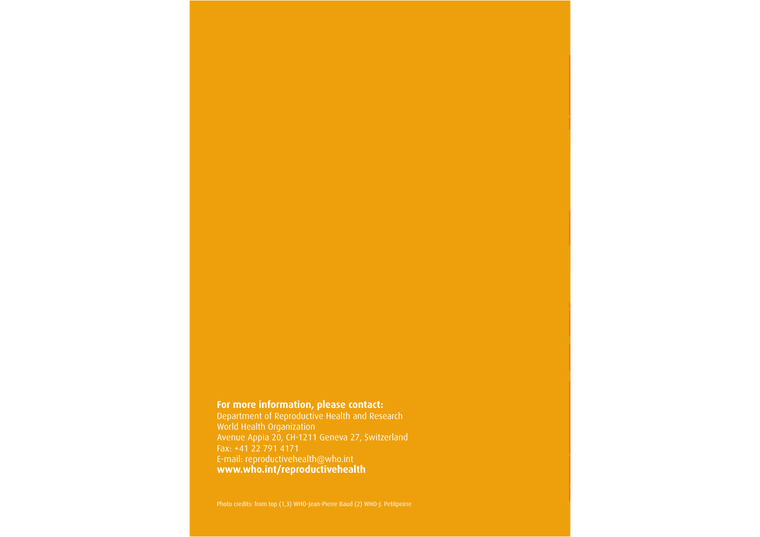**For more information, please contact:**

Department of Reproductive Health and Research
World Health Organization
Avenue Appia 20, CH-1211 Geneva 27, Switzerland
Fax: +41 22 791 4171
E-mail: reproductivehealth@who.int
**www.who.int/reproductivehealth**

Photo credits: from top (1,3) WHO-Jean-Pierre Baud (2) WHO-J. Petitpeirre